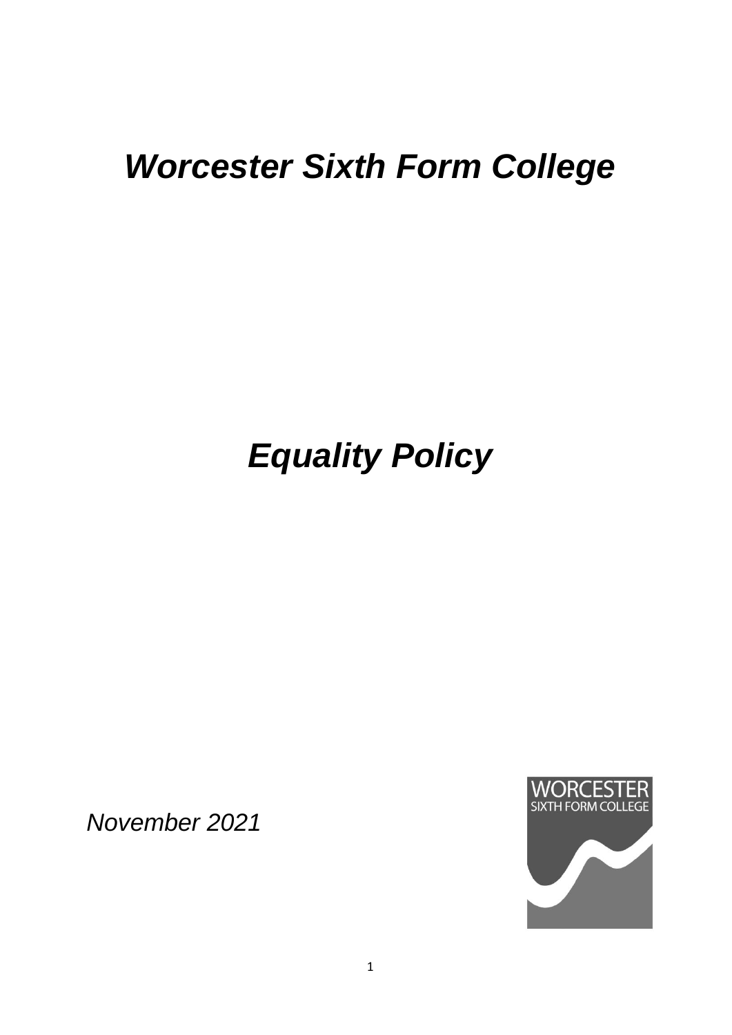# *Worcester Sixth Form College*

# *Equality Policy*

*November 2021*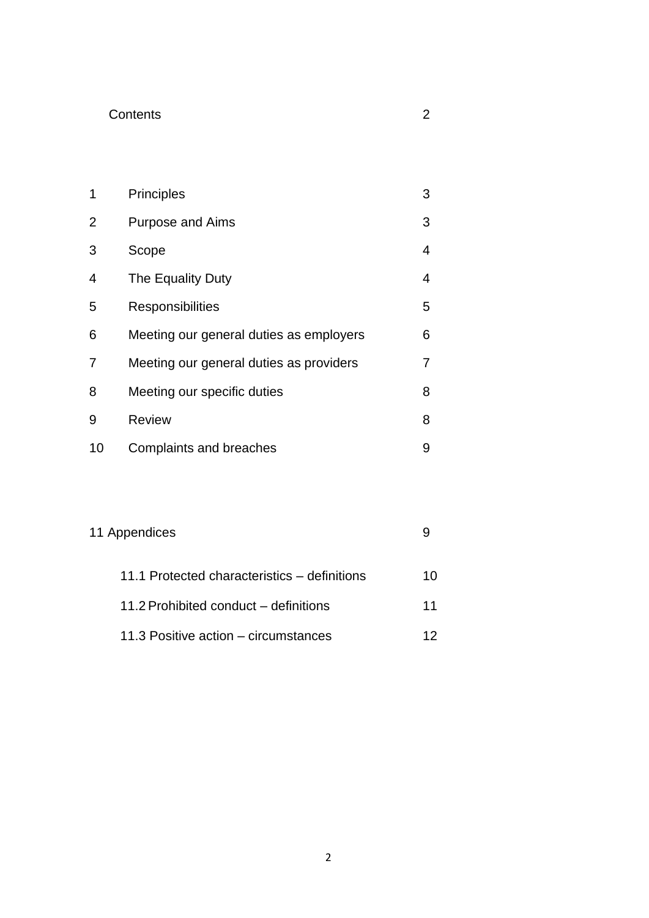| Contents | | 2 |
|---|---|---|
| 1 | Principles | 3 |
| 2 | Purpose and Aims | 3 |
| 3 | Scope | 4 |
| 4 | The Equality Duty | 4 |
| 5 | Responsibilities | 5 |
| 6 | Meeting our general duties as employers | 6 |
| 7 | Meeting our general duties as providers | 7 |
| 8 | Meeting our specific duties | 8 |
| 9 | Review | 8 |
| 10 | Complaints and breaches | 9 |
| 11 | Appendices | 9 |
| | 11.1 Protected characteristics – definitions | 10 |
| | 11.2 Prohibited conduct – definitions | 11 |
| | 11.3 Positive action – circumstances | 12 |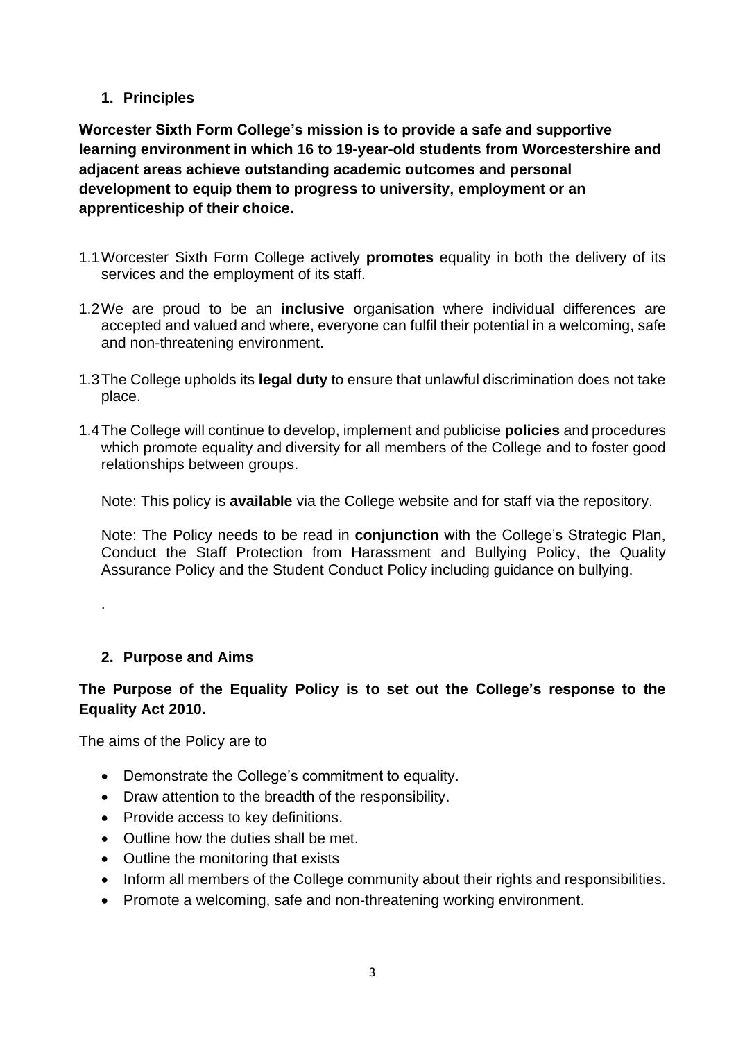## 1. Principles

**Worcester Sixth Form College's mission is to provide a safe and supportive learning environment in which 16 to 19-year-old students from Worcestershire and adjacent areas achieve outstanding academic outcomes and personal development to equip them to progress to university, employment or an apprenticeship of their choice.**

1.1 Worcester Sixth Form College actively **promotes** equality in both the delivery of its services and the employment of its staff.

1.2 We are proud to be an **inclusive** organisation where individual differences are accepted and valued and where, everyone can fulfil their potential in a welcoming, safe and non-threatening environment.

1.3 The College upholds its **legal duty** to ensure that unlawful discrimination does not take place.

1.4 The College will continue to develop, implement and publicise **policies** and procedures which promote equality and diversity for all members of the College and to foster good relationships between groups.

Note: This policy is **available** via the College website and for staff via the repository.

Note: The Policy needs to be read in **conjunction** with the College's Strategic Plan, Conduct the Staff Protection from Harassment and Bullying Policy, the Quality Assurance Policy and the Student Conduct Policy including guidance on bullying.

.

## 2. Purpose and Aims

**The Purpose of the Equality Policy is to set out the College's response to the Equality Act 2010.**

The aims of the Policy are to

- Demonstrate the College's commitment to equality.
- Draw attention to the breadth of the responsibility.
- Provide access to key definitions.
- Outline how the duties shall be met.
- Outline the monitoring that exists
- Inform all members of the College community about their rights and responsibilities.
- Promote a welcoming, safe and non-threatening working environment.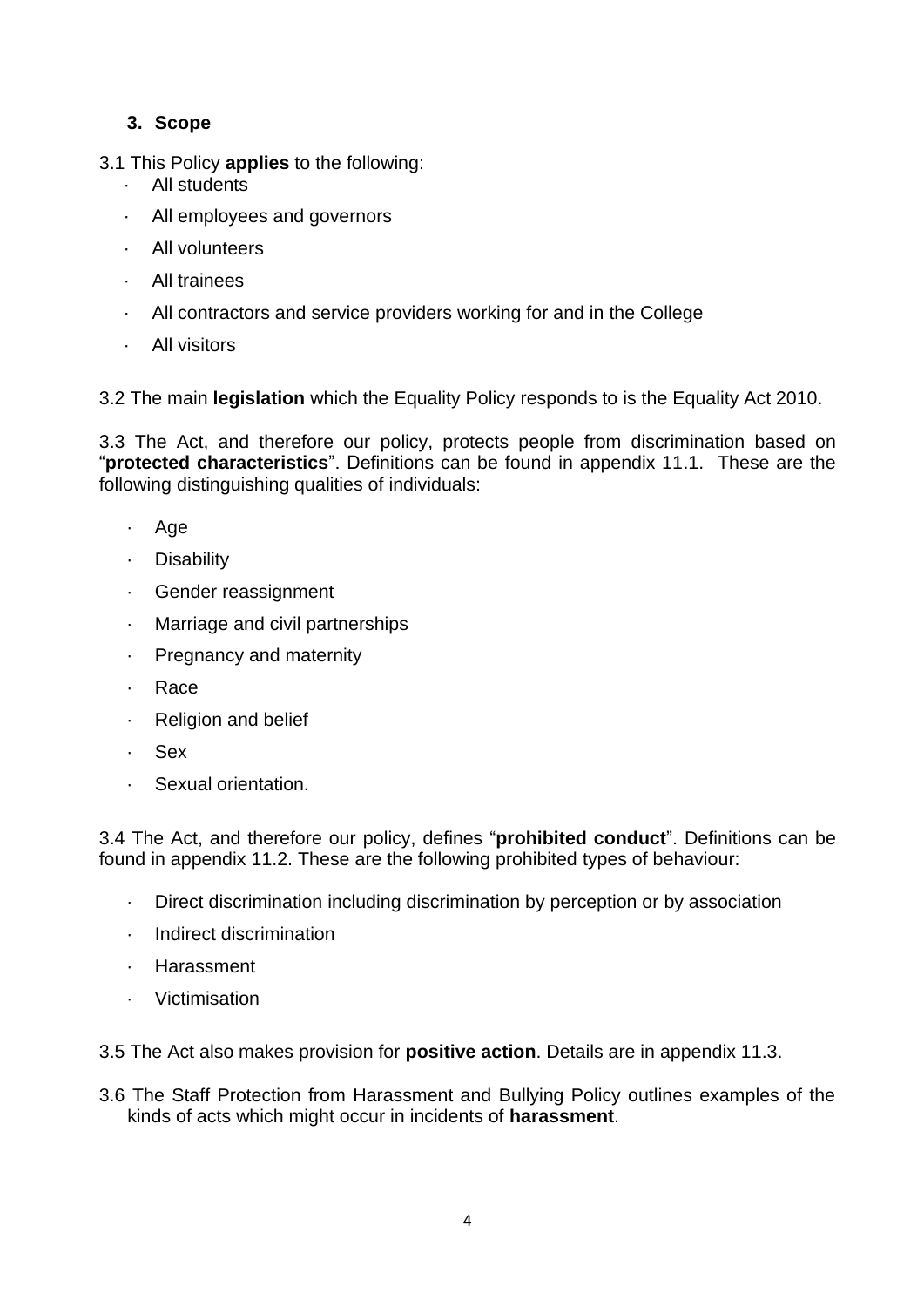## 3. Scope

3.1 This Policy **applies** to the following:

- All students
- All employees and governors
- All volunteers
- All trainees
- All contractors and service providers working for and in the College
- All visitors

3.2 The main **legislation** which the Equality Policy responds to is the Equality Act 2010.

3.3 The Act, and therefore our policy, protects people from discrimination based on "**protected characteristics**". Definitions can be found in appendix 11.1. These are the following distinguishing qualities of individuals:

- Age
- Disability
- Gender reassignment
- Marriage and civil partnerships
- Pregnancy and maternity
- Race
- Religion and belief
- Sex
- Sexual orientation.

3.4 The Act, and therefore our policy, defines "**prohibited conduct**". Definitions can be found in appendix 11.2. These are the following prohibited types of behaviour:

- Direct discrimination including discrimination by perception or by association
- Indirect discrimination
- Harassment
- Victimisation

3.5 The Act also makes provision for **positive action**. Details are in appendix 11.3.

3.6 The Staff Protection from Harassment and Bullying Policy outlines examples of the kinds of acts which might occur in incidents of **harassment**.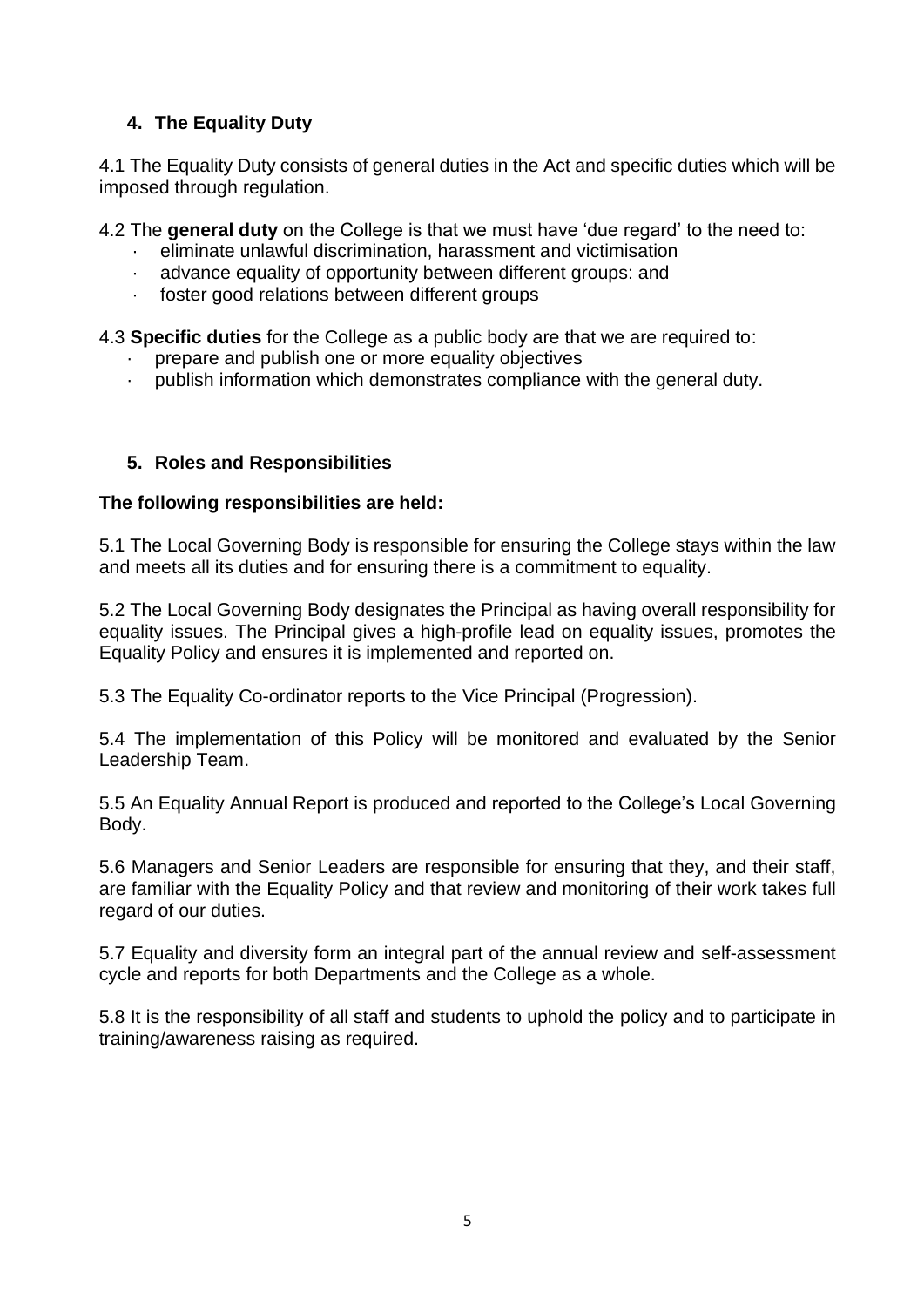## 4. The Equality Duty

4.1 The Equality Duty consists of general duties in the Act and specific duties which will be imposed through regulation.

4.2 The **general duty** on the College is that we must have 'due regard' to the need to:

- eliminate unlawful discrimination, harassment and victimisation
- advance equality of opportunity between different groups: and
- foster good relations between different groups

4.3 **Specific duties** for the College as a public body are that we are required to:

- prepare and publish one or more equality objectives
- publish information which demonstrates compliance with the general duty.

## 5. Roles and Responsibilities

**The following responsibilities are held:**

5.1 The Local Governing Body is responsible for ensuring the College stays within the law and meets all its duties and for ensuring there is a commitment to equality.

5.2 The Local Governing Body designates the Principal as having overall responsibility for equality issues. The Principal gives a high-profile lead on equality issues, promotes the Equality Policy and ensures it is implemented and reported on.

5.3 The Equality Co-ordinator reports to the Vice Principal (Progression).

5.4 The implementation of this Policy will be monitored and evaluated by the Senior Leadership Team.

5.5 An Equality Annual Report is produced and reported to the College's Local Governing Body.

5.6 Managers and Senior Leaders are responsible for ensuring that they, and their staff, are familiar with the Equality Policy and that review and monitoring of their work takes full regard of our duties.

5.7 Equality and diversity form an integral part of the annual review and self-assessment cycle and reports for both Departments and the College as a whole.

5.8 It is the responsibility of all staff and students to uphold the policy and to participate in training/awareness raising as required.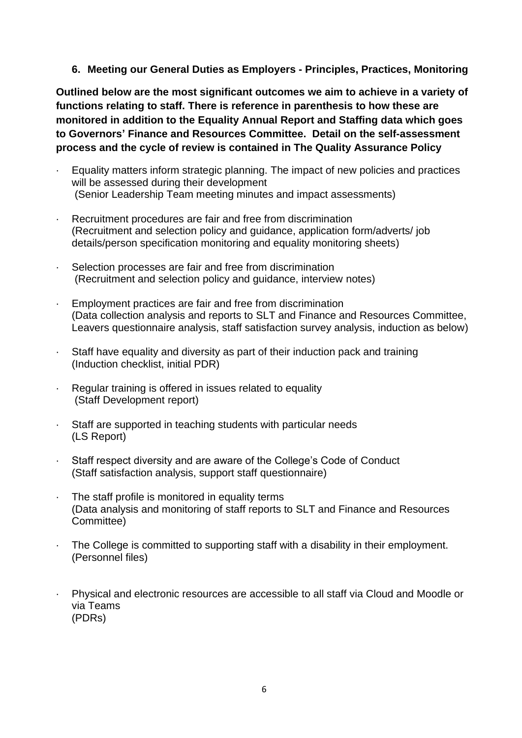## 6. Meeting our General Duties as Employers - Principles, Practices, Monitoring

**Outlined below are the most significant outcomes we aim to achieve in a variety of functions relating to staff. There is reference in parenthesis to how these are monitored in addition to the Equality Annual Report and Staffing data which goes to Governors' Finance and Resources Committee. Detail on the self-assessment process and the cycle of review is contained in The Quality Assurance Policy**

- Equality matters inform strategic planning. The impact of new policies and practices will be assessed during their development
  (Senior Leadership Team meeting minutes and impact assessments)

- Recruitment procedures are fair and free from discrimination
  (Recruitment and selection policy and guidance, application form/adverts/ job details/person specification monitoring and equality monitoring sheets)

- Selection processes are fair and free from discrimination
  (Recruitment and selection policy and guidance, interview notes)

- Employment practices are fair and free from discrimination
  (Data collection analysis and reports to SLT and Finance and Resources Committee, Leavers questionnaire analysis, staff satisfaction survey analysis, induction as below)

- Staff have equality and diversity as part of their induction pack and training
  (Induction checklist, initial PDR)

- Regular training is offered in issues related to equality
  (Staff Development report)

- Staff are supported in teaching students with particular needs
  (LS Report)

- Staff respect diversity and are aware of the College's Code of Conduct
  (Staff satisfaction analysis, support staff questionnaire)

- The staff profile is monitored in equality terms
  (Data analysis and monitoring of staff reports to SLT and Finance and Resources Committee)

- The College is committed to supporting staff with a disability in their employment.
  (Personnel files)

- Physical and electronic resources are accessible to all staff via Cloud and Moodle or via Teams
  (PDRs)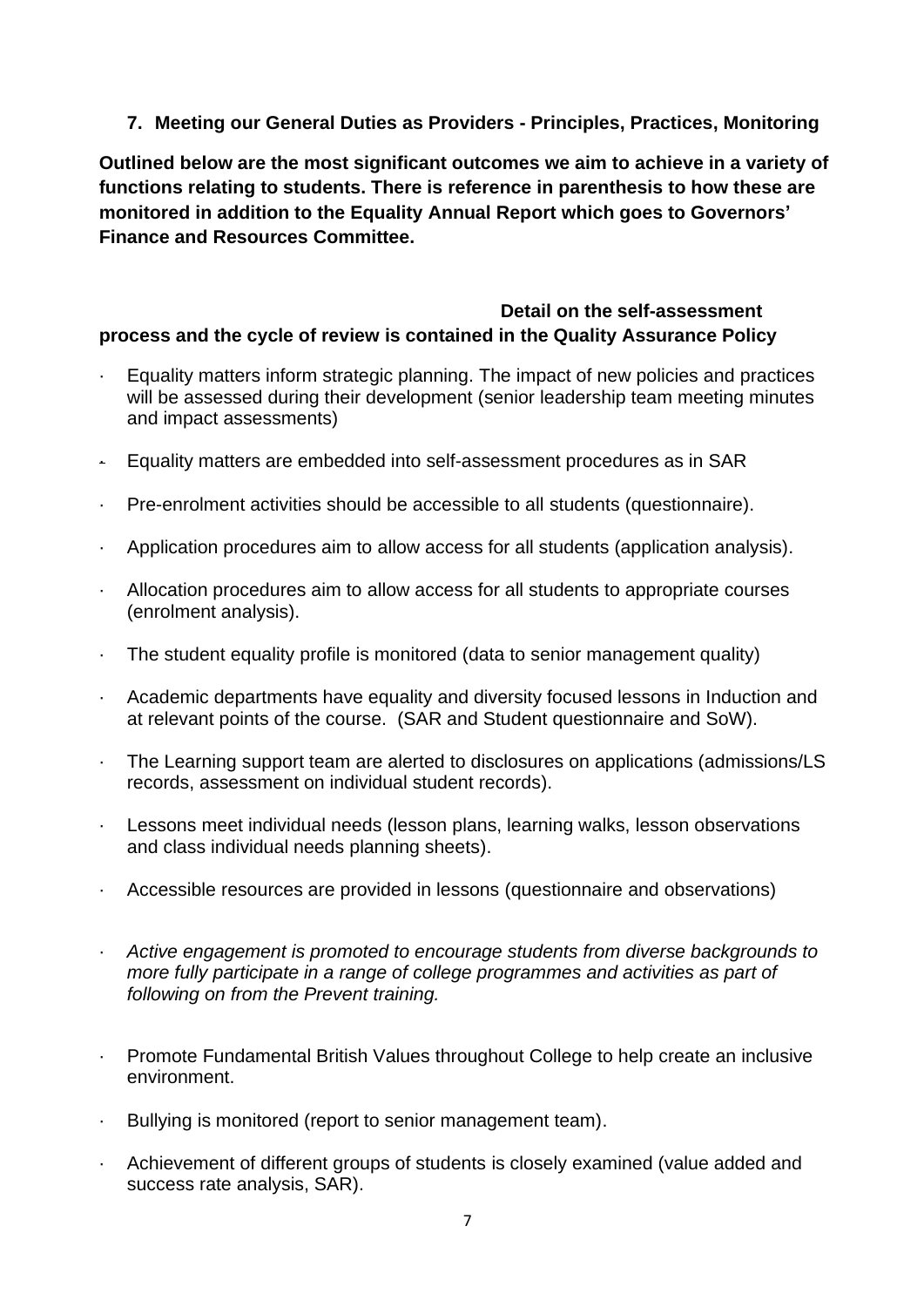## 7. Meeting our General Duties as Providers - Principles, Practices, Monitoring

**Outlined below are the most significant outcomes we aim to achieve in a variety of functions relating to students. There is reference in parenthesis to how these are monitored in addition to the Equality Annual Report which goes to Governors' Finance and Resources Committee.**

**Detail on the self-assessment process and the cycle of review is contained in the Quality Assurance Policy**

- Equality matters inform strategic planning. The impact of new policies and practices will be assessed during their development (senior leadership team meeting minutes and impact assessments)
- Equality matters are embedded into self-assessment procedures as in SAR
- Pre-enrolment activities should be accessible to all students (questionnaire).
- Application procedures aim to allow access for all students (application analysis).
- Allocation procedures aim to allow access for all students to appropriate courses (enrolment analysis).
- The student equality profile is monitored (data to senior management quality)
- Academic departments have equality and diversity focused lessons in Induction and at relevant points of the course. (SAR and Student questionnaire and SoW).
- The Learning support team are alerted to disclosures on applications (admissions/LS records, assessment on individual student records).
- Lessons meet individual needs (lesson plans, learning walks, lesson observations and class individual needs planning sheets).
- Accessible resources are provided in lessons (questionnaire and observations)
- *Active engagement is promoted to encourage students from diverse backgrounds to more fully participate in a range of college programmes and activities as part of following on from the Prevent training.*
- Promote Fundamental British Values throughout College to help create an inclusive environment.
- Bullying is monitored (report to senior management team).
- Achievement of different groups of students is closely examined (value added and success rate analysis, SAR).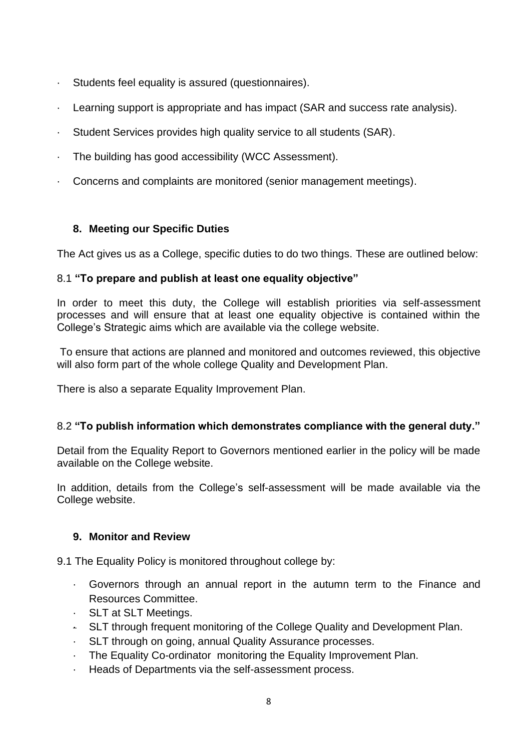- Students feel equality is assured (questionnaires).
- Learning support is appropriate and has impact (SAR and success rate analysis).
- Student Services provides high quality service to all students (SAR).
- The building has good accessibility (WCC Assessment).
- Concerns and complaints are monitored (senior management meetings).

## 8. Meeting our Specific Duties

The Act gives us as a College, specific duties to do two things. These are outlined below:

### 8.1 **"To prepare and publish at least one equality objective"**

In order to meet this duty, the College will establish priorities via self-assessment processes and will ensure that at least one equality objective is contained within the College's Strategic aims which are available via the college website.

To ensure that actions are planned and monitored and outcomes reviewed, this objective will also form part of the whole college Quality and Development Plan.

There is also a separate Equality Improvement Plan.

### 8.2 **"To publish information which demonstrates compliance with the general duty."**

Detail from the Equality Report to Governors mentioned earlier in the policy will be made available on the College website.

In addition, details from the College's self-assessment will be made available via the College website.

## 9. Monitor and Review

9.1 The Equality Policy is monitored throughout college by:

- Governors through an annual report in the autumn term to the Finance and Resources Committee.
- SLT at SLT Meetings.
- SLT through frequent monitoring of the College Quality and Development Plan.
- SLT through on going, annual Quality Assurance processes.
- The Equality Co-ordinator monitoring the Equality Improvement Plan.
- Heads of Departments via the self-assessment process.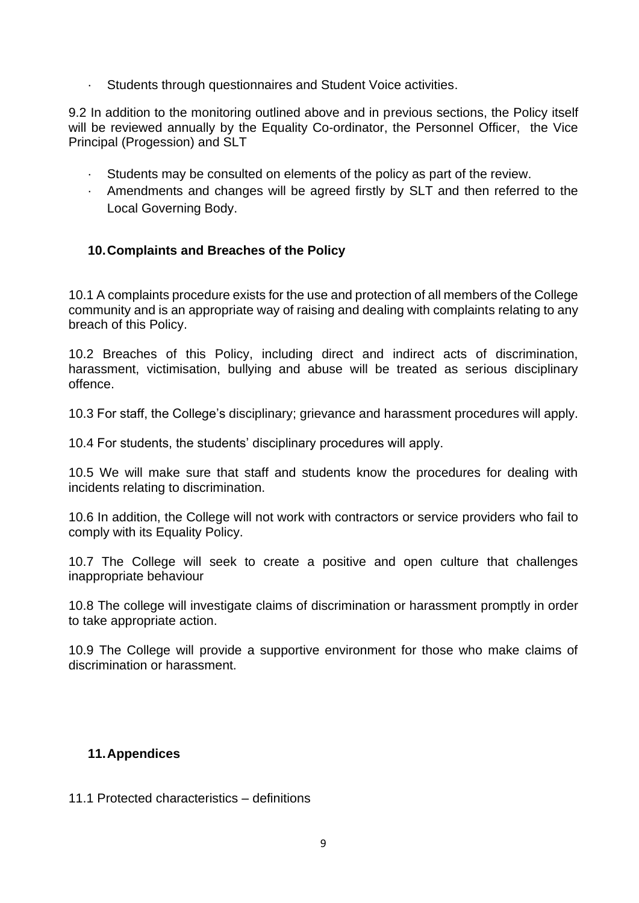- Students through questionnaires and Student Voice activities.

9.2 In addition to the monitoring outlined above and in previous sections, the Policy itself will be reviewed annually by the Equality Co-ordinator, the Personnel Officer, the Vice Principal (Progession) and SLT

- Students may be consulted on elements of the policy as part of the review.
- Amendments and changes will be agreed firstly by SLT and then referred to the Local Governing Body.

## 10. Complaints and Breaches of the Policy

10.1 A complaints procedure exists for the use and protection of all members of the College community and is an appropriate way of raising and dealing with complaints relating to any breach of this Policy.

10.2 Breaches of this Policy, including direct and indirect acts of discrimination, harassment, victimisation, bullying and abuse will be treated as serious disciplinary offence.

10.3 For staff, the College's disciplinary; grievance and harassment procedures will apply.

10.4 For students, the students' disciplinary procedures will apply.

10.5 We will make sure that staff and students know the procedures for dealing with incidents relating to discrimination.

10.6 In addition, the College will not work with contractors or service providers who fail to comply with its Equality Policy.

10.7 The College will seek to create a positive and open culture that challenges inappropriate behaviour

10.8 The college will investigate claims of discrimination or harassment promptly in order to take appropriate action.

10.9 The College will provide a supportive environment for those who make claims of discrimination or harassment.

## 11. Appendices

11.1 Protected characteristics – definitions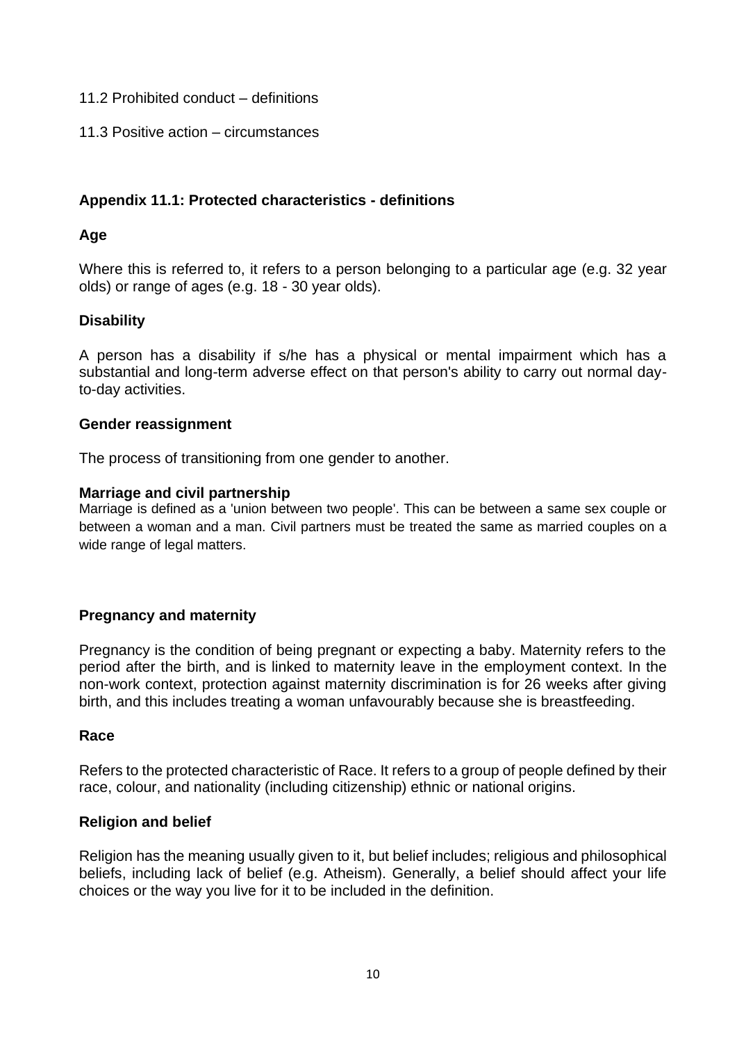11.2 Prohibited conduct – definitions

11.3 Positive action – circumstances

### Appendix 11.1: Protected characteristics - definitions

**Age**

Where this is referred to, it refers to a person belonging to a particular age (e.g. 32 year olds) or range of ages (e.g. 18 - 30 year olds).

**Disability**

A person has a disability if s/he has a physical or mental impairment which has a substantial and long-term adverse effect on that person's ability to carry out normal day-to-day activities.

**Gender reassignment**

The process of transitioning from one gender to another.

**Marriage and civil partnership**

Marriage is defined as a 'union between two people'. This can be between a same sex couple or between a woman and a man. Civil partners must be treated the same as married couples on a wide range of legal matters.

**Pregnancy and maternity**

Pregnancy is the condition of being pregnant or expecting a baby. Maternity refers to the period after the birth, and is linked to maternity leave in the employment context. In the non-work context, protection against maternity discrimination is for 26 weeks after giving birth, and this includes treating a woman unfavourably because she is breastfeeding.

**Race**

Refers to the protected characteristic of Race. It refers to a group of people defined by their race, colour, and nationality (including citizenship) ethnic or national origins.

**Religion and belief**

Religion has the meaning usually given to it, but belief includes; religious and philosophical beliefs, including lack of belief (e.g. Atheism). Generally, a belief should affect your life choices or the way you live for it to be included in the definition.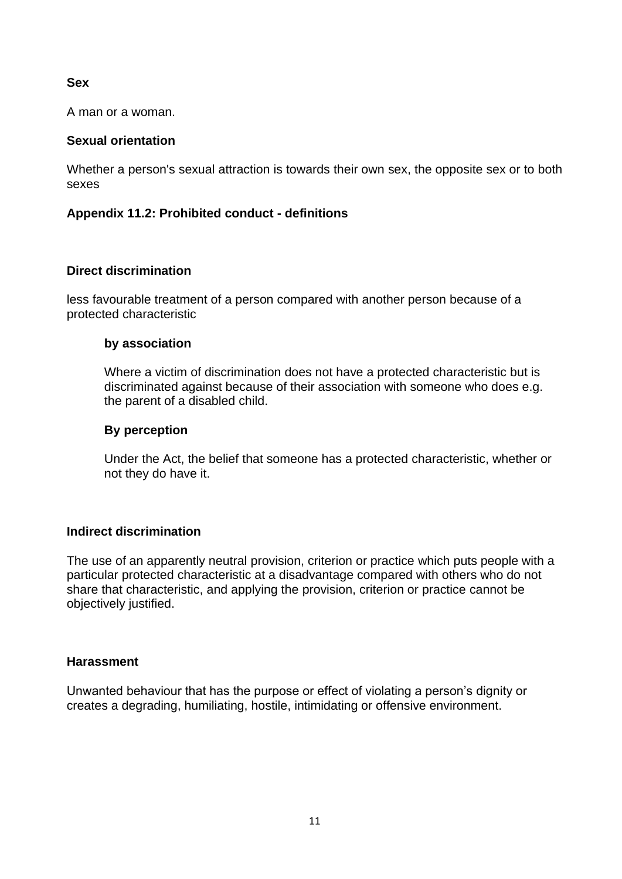**Sex**

A man or a woman.

**Sexual orientation**

Whether a person's sexual attraction is towards their own sex, the opposite sex or to both sexes

### Appendix 11.2: Prohibited conduct - definitions

**Direct discrimination**

less favourable treatment of a person compared with another person because of a protected characteristic

> **by association**
>
> Where a victim of discrimination does not have a protected characteristic but is discriminated against because of their association with someone who does e.g. the parent of a disabled child.
>
> **By perception**
>
> Under the Act, the belief that someone has a protected characteristic, whether or not they do have it.

**Indirect discrimination**

The use of an apparently neutral provision, criterion or practice which puts people with a particular protected characteristic at a disadvantage compared with others who do not share that characteristic, and applying the provision, criterion or practice cannot be objectively justified.

**Harassment**

Unwanted behaviour that has the purpose or effect of violating a person's dignity or creates a degrading, humiliating, hostile, intimidating or offensive environment.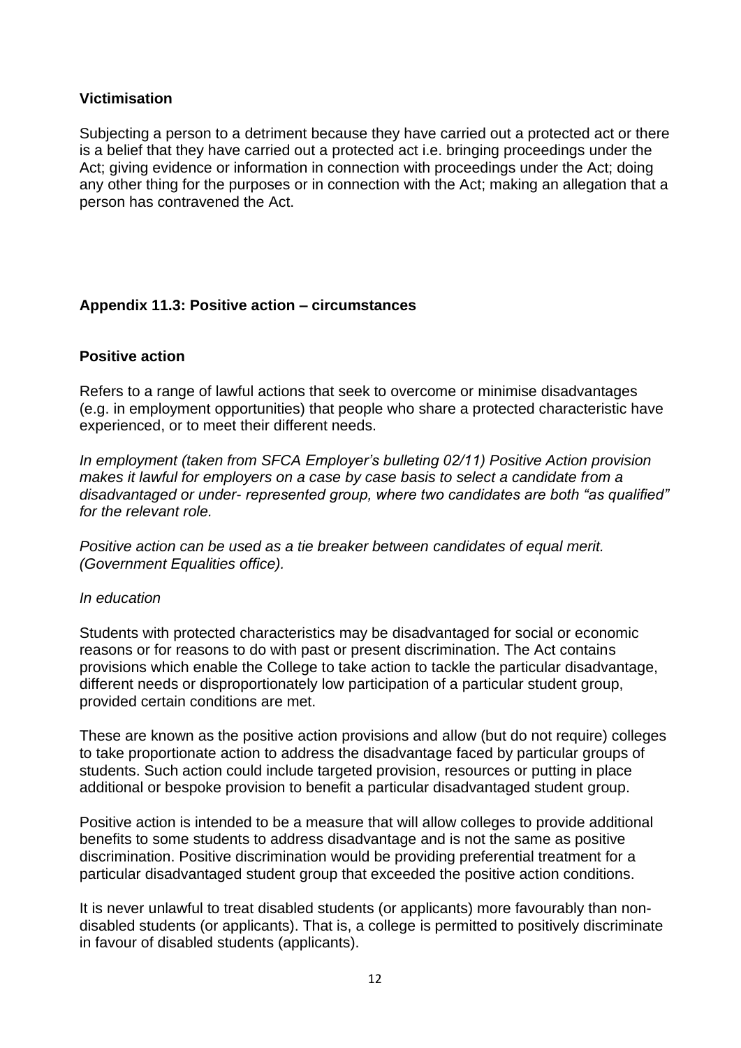### Victimisation

Subjecting a person to a detriment because they have carried out a protected act or there is a belief that they have carried out a protected act i.e. bringing proceedings under the Act; giving evidence or information in connection with proceedings under the Act; doing any other thing for the purposes or in connection with the Act; making an allegation that a person has contravened the Act.

## Appendix 11.3: Positive action – circumstances

### Positive action

Refers to a range of lawful actions that seek to overcome or minimise disadvantages (e.g. in employment opportunities) that people who share a protected characteristic have experienced, or to meet their different needs.

*In employment (taken from SFCA Employer's bulleting 02/11) Positive Action provision makes it lawful for employers on a case by case basis to select a candidate from a disadvantaged or under- represented group, where two candidates are both "as qualified" for the relevant role.*

*Positive action can be used as a tie breaker between candidates of equal merit. (Government Equalities office).*

*In education*

Students with protected characteristics may be disadvantaged for social or economic reasons or for reasons to do with past or present discrimination. The Act contains provisions which enable the College to take action to tackle the particular disadvantage, different needs or disproportionately low participation of a particular student group, provided certain conditions are met.

These are known as the positive action provisions and allow (but do not require) colleges to take proportionate action to address the disadvantage faced by particular groups of students. Such action could include targeted provision, resources or putting in place additional or bespoke provision to benefit a particular disadvantaged student group.

Positive action is intended to be a measure that will allow colleges to provide additional benefits to some students to address disadvantage and is not the same as positive discrimination. Positive discrimination would be providing preferential treatment for a particular disadvantaged student group that exceeded the positive action conditions.

It is never unlawful to treat disabled students (or applicants) more favourably than non-disabled students (or applicants). That is, a college is permitted to positively discriminate in favour of disabled students (applicants).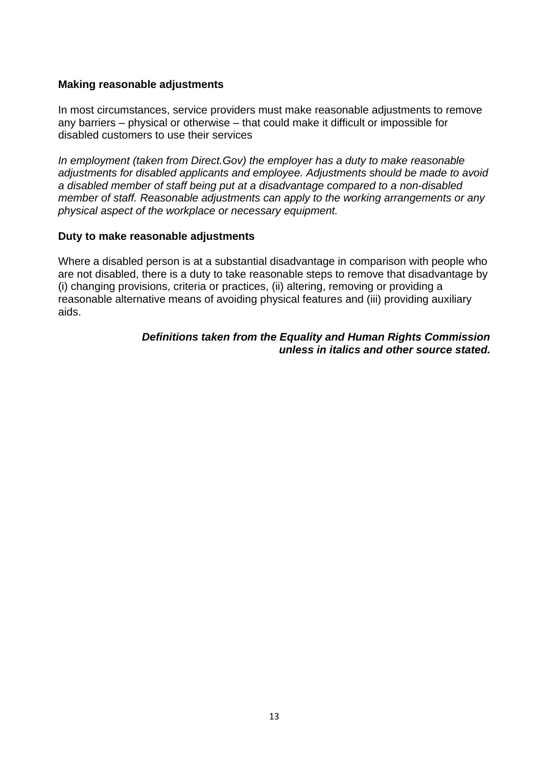**Making reasonable adjustments**

In most circumstances, service providers must make reasonable adjustments to remove any barriers – physical or otherwise – that could make it difficult or impossible for disabled customers to use their services

*In employment (taken from Direct.Gov) the employer has a duty to make reasonable adjustments for disabled applicants and employee. Adjustments should be made to avoid a disabled member of staff being put at a disadvantage compared to a non-disabled member of staff. Reasonable adjustments can apply to the working arrangements or any physical aspect of the workplace or necessary equipment.*

**Duty to make reasonable adjustments**

Where a disabled person is at a substantial disadvantage in comparison with people who are not disabled, there is a duty to take reasonable steps to remove that disadvantage by (i) changing provisions, criteria or practices, (ii) altering, removing or providing a reasonable alternative means of avoiding physical features and (iii) providing auxiliary aids.

***Definitions taken from the Equality and Human Rights Commission unless in italics and other source stated.***